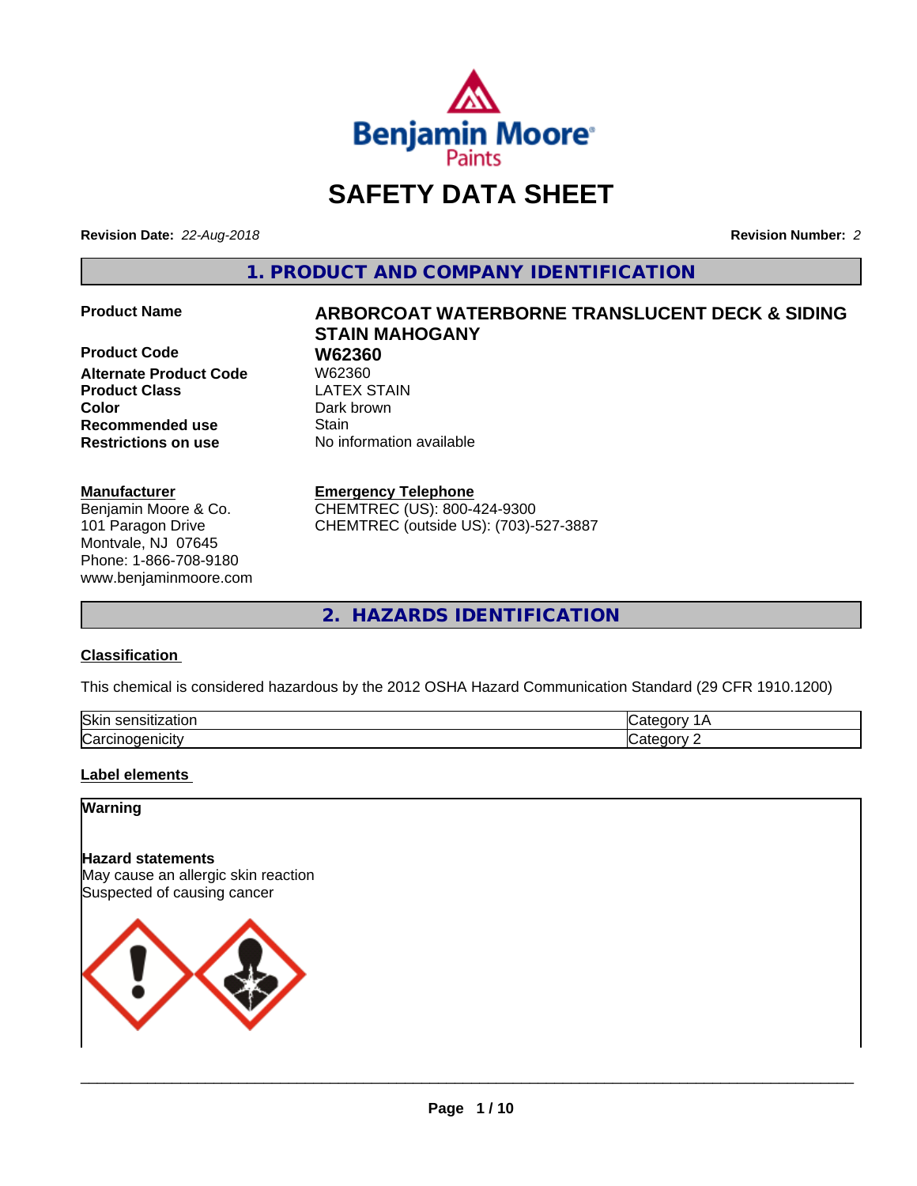# SAFETY DATA SHEET

**Revision Date:** *22-Aug-2018* **Revision Number:** *2*

## 1. PRODUCT AND COMPANY IDENTIFICATION

| | |
|---|---|
| **Product Name** | **ARBORCOAT WATERBORNE TRANSLUCENT DECK & SIDING STAIN MAHOGANY** |
| **Product Code** | **W62360** |
| **Alternate Product Code** | W62360 |
| **Product Class** | LATEX STAIN |
| **Color** | Dark brown |
| **Recommended use** | Stain |
| **Restrictions on use** | No information available |

**Manufacturer**
Benjamin Moore & Co.
101 Paragon Drive
Montvale, NJ 07645
Phone: 1-866-708-9180
www.benjaminmoore.com

**Emergency Telephone**
CHEMTREC (US): 800-424-9300
CHEMTREC (outside US): (703)-527-3887

## 2. HAZARDS IDENTIFICATION

**Classification**

This chemical is considered hazardous by the 2012 OSHA Hazard Communication Standard (29 CFR 1910.1200)

| | |
|---|---|
| Skin sensitization | Category 1A |
| Carcinogenicity | Category 2 |

**Label elements**

**Warning**

**Hazard statements**
May cause an allergic skin reaction
Suspected of causing cancer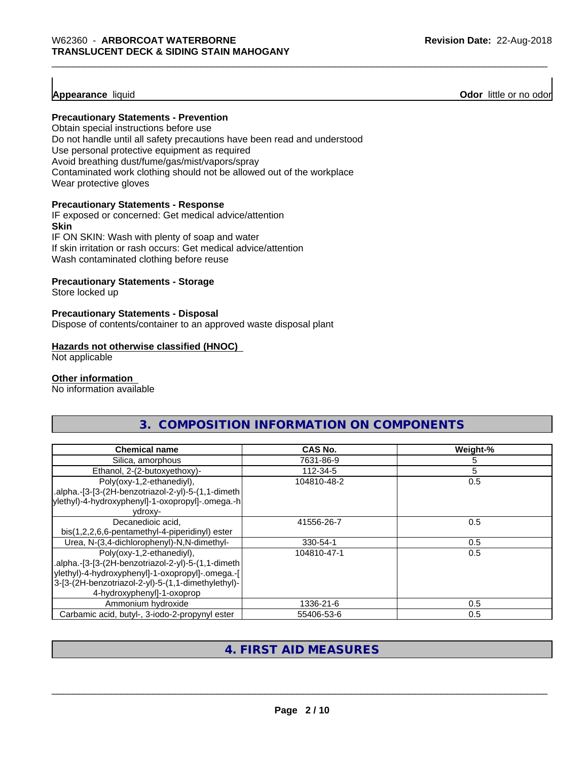**Appearance** liquid **Odor** little or no odor

**Precautionary Statements - Prevention**

Obtain special instructions before use
Do not handle until all safety precautions have been read and understood
Use personal protective equipment as required
Avoid breathing dust/fume/gas/mist/vapors/spray
Contaminated work clothing should not be allowed out of the workplace
Wear protective gloves

**Precautionary Statements - Response**

IF exposed or concerned: Get medical advice/attention

**Skin**

IF ON SKIN: Wash with plenty of soap and water
If skin irritation or rash occurs: Get medical advice/attention
Wash contaminated clothing before reuse

**Precautionary Statements - Storage**

Store locked up

**Precautionary Statements - Disposal**

Dispose of contents/container to an approved waste disposal plant

**Hazards not otherwise classified (HNOC)**

Not applicable

**Other information**

No information available

## 3. COMPOSITION INFORMATION ON COMPONENTS

| Chemical name | CAS No. | Weight-% |
|---|---|---|
| Silica, amorphous | 7631-86-9 | 5 |
| Ethanol, 2-(2-butoxyethoxy)- | 112-34-5 | 5 |
| Poly(oxy-1,2-ethanediyl), .alpha.-[3-[3-(2H-benzotriazol-2-yl)-5-(1,1-dimethylethyl)-4-hydroxyphenyl]-1-oxopropyl]-.omega.-hydroxy- | 104810-48-2 | 0.5 |
| Decanedioic acid, bis(1,2,2,6,6-pentamethyl-4-piperidinyl) ester | 41556-26-7 | 0.5 |
| Urea, N-(3,4-dichlorophenyl)-N,N-dimethyl- | 330-54-1 | 0.5 |
| Poly(oxy-1,2-ethanediyl), .alpha.-[3-[3-(2H-benzotriazol-2-yl)-5-(1,1-dimethylethyl)-4-hydroxyphenyl]-1-oxopropyl]-.omega.-[3-[3-(2H-benzotriazol-2-yl)-5-(1,1-dimethylethyl)-4-hydroxyphenyl]-1-oxoprop | 104810-47-1 | 0.5 |
| Ammonium hydroxide | 1336-21-6 | 0.5 |
| Carbamic acid, butyl-, 3-iodo-2-propynyl ester | 55406-53-6 | 0.5 |

## 4. FIRST AID MEASURES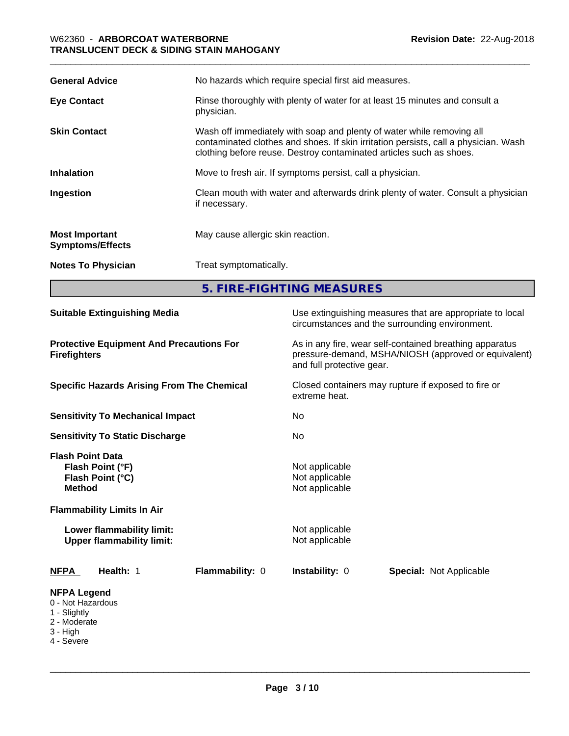| | |
|---|---|
| **General Advice** | No hazards which require special first aid measures. |
| **Eye Contact** | Rinse thoroughly with plenty of water for at least 15 minutes and consult a physician. |
| **Skin Contact** | Wash off immediately with soap and plenty of water while removing all contaminated clothes and shoes. If skin irritation persists, call a physician. Wash clothing before reuse. Destroy contaminated articles such as shoes. |
| **Inhalation** | Move to fresh air. If symptoms persist, call a physician. |
| **Ingestion** | Clean mouth with water and afterwards drink plenty of water. Consult a physician if necessary. |
| **Most Important Symptoms/Effects** | May cause allergic skin reaction. |
| **Notes To Physician** | Treat symptomatically. |

## 5. FIRE-FIGHTING MEASURES

| | |
|---|---|
| **Suitable Extinguishing Media** | Use extinguishing measures that are appropriate to local circumstances and the surrounding environment. |
| **Protective Equipment And Precautions For Firefighters** | As in any fire, wear self-contained breathing apparatus pressure-demand, MSHA/NIOSH (approved or equivalent) and full protective gear. |
| **Specific Hazards Arising From The Chemical** | Closed containers may rupture if exposed to fire or extreme heat. |
| **Sensitivity To Mechanical Impact** | No |
| **Sensitivity To Static Discharge** | No |
| **Flash Point Data** | |
| **Flash Point (°F)** | Not applicable |
| **Flash Point (°C)** | Not applicable |
| **Method** | Not applicable |
| **Flammability Limits In Air** | |
| **Lower flammability limit:** | Not applicable |
| **Upper flammability limit:** | Not applicable |

| NFPA | Health: 1 | Flammability: 0 | Instability: 0 | Special: Not Applicable |
|---|---|---|---|---|

**NFPA Legend**
- 0 - Not Hazardous
- 1 - Slightly
- 2 - Moderate
- 3 - High
- 4 - Severe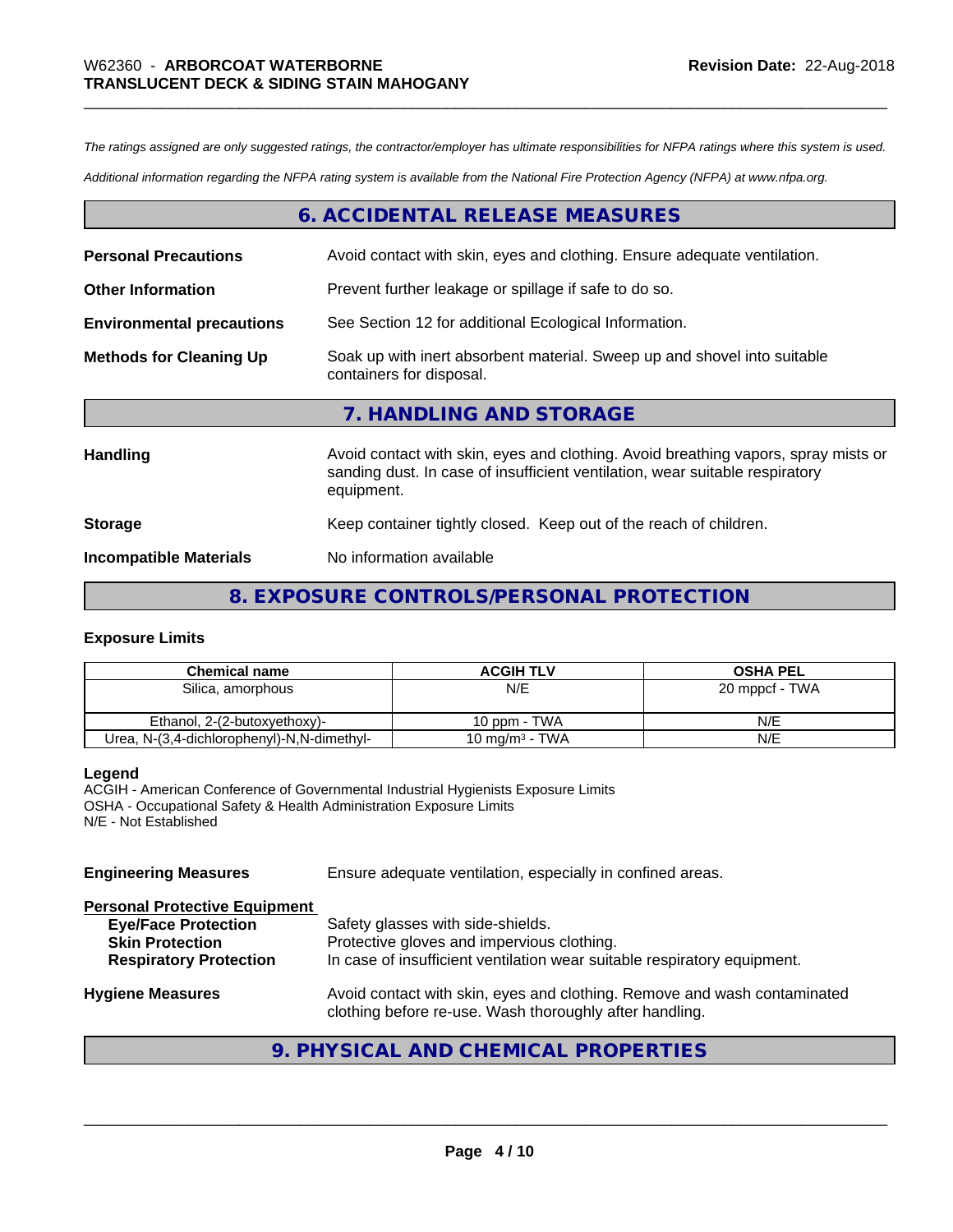*The ratings assigned are only suggested ratings, the contractor/employer has ultimate responsibilities for NFPA ratings where this system is used.*

*Additional information regarding the NFPA rating system is available from the National Fire Protection Agency (NFPA) at www.nfpa.org.*

## 6. ACCIDENTAL RELEASE MEASURES

**Personal Precautions** Avoid contact with skin, eyes and clothing. Ensure adequate ventilation.

**Other Information** Prevent further leakage or spillage if safe to do so.

**Environmental precautions** See Section 12 for additional Ecological Information.

**Methods for Cleaning Up** Soak up with inert absorbent material. Sweep up and shovel into suitable containers for disposal.

## 7. HANDLING AND STORAGE

**Handling** Avoid contact with skin, eyes and clothing. Avoid breathing vapors, spray mists or sanding dust. In case of insufficient ventilation, wear suitable respiratory equipment.

**Storage** Keep container tightly closed. Keep out of the reach of children.

**Incompatible Materials** No information available

## 8. EXPOSURE CONTROLS/PERSONAL PROTECTION

### Exposure Limits

| Chemical name | ACGIH TLV | OSHA PEL |
|---|---|---|
| Silica, amorphous | N/E | 20 mppcf - TWA |
| Ethanol, 2-(2-butoxyethoxy)- | 10 ppm - TWA | N/E |
| Urea, N-(3,4-dichlorophenyl)-N,N-dimethyl- | 10 mg/m³ - TWA | N/E |

**Legend**
ACGIH - American Conference of Governmental Industrial Hygienists Exposure Limits
OSHA - Occupational Safety & Health Administration Exposure Limits
N/E - Not Established

**Engineering Measures** Ensure adequate ventilation, especially in confined areas.

**Personal Protective Equipment**

**Eye/Face Protection** Safety glasses with side-shields.
**Skin Protection** Protective gloves and impervious clothing.
**Respiratory Protection** In case of insufficient ventilation wear suitable respiratory equipment.

**Hygiene Measures** Avoid contact with skin, eyes and clothing. Remove and wash contaminated clothing before re-use. Wash thoroughly after handling.

## 9. PHYSICAL AND CHEMICAL PROPERTIES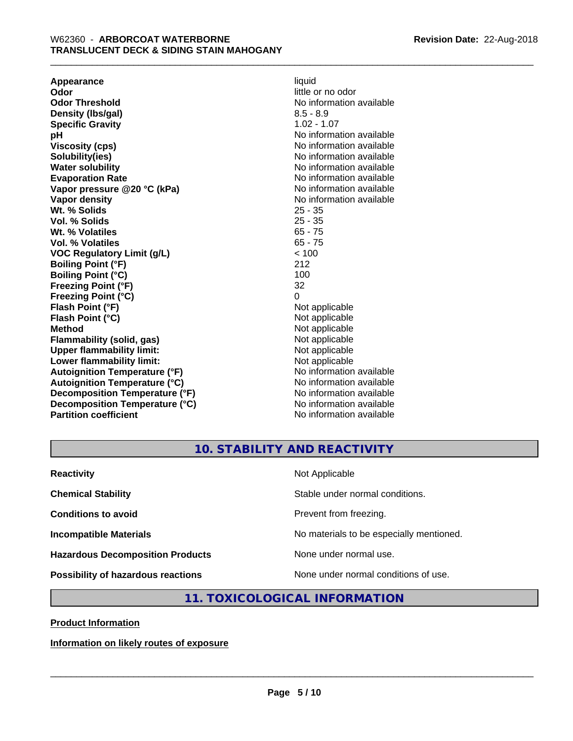| | |
|---|---|
| **Appearance** | liquid |
| **Odor** | little or no odor |
| **Odor Threshold** | No information available |
| **Density (lbs/gal)** | 8.5 - 8.9 |
| **Specific Gravity** | 1.02 - 1.07 |
| **pH** | No information available |
| **Viscosity (cps)** | No information available |
| **Solubility(ies)** | No information available |
| **Water solubility** | No information available |
| **Evaporation Rate** | No information available |
| **Vapor pressure @20 °C (kPa)** | No information available |
| **Vapor density** | No information available |
| **Wt. % Solids** | 25 - 35 |
| **Vol. % Solids** | 25 - 35 |
| **Wt. % Volatiles** | 65 - 75 |
| **Vol. % Volatiles** | 65 - 75 |
| **VOC Regulatory Limit (g/L)** | < 100 |
| **Boiling Point (°F)** | 212 |
| **Boiling Point (°C)** | 100 |
| **Freezing Point (°F)** | 32 |
| **Freezing Point (°C)** | 0 |
| **Flash Point (°F)** | Not applicable |
| **Flash Point (°C)** | Not applicable |
| **Method** | Not applicable |
| **Flammability (solid, gas)** | Not applicable |
| **Upper flammability limit:** | Not applicable |
| **Lower flammability limit:** | Not applicable |
| **Autoignition Temperature (°F)** | No information available |
| **Autoignition Temperature (°C)** | No information available |
| **Decomposition Temperature (°F)** | No information available |
| **Decomposition Temperature (°C)** | No information available |
| **Partition coefficient** | No information available |

## 10. STABILITY AND REACTIVITY

| | |
|---|---|
| **Reactivity** | Not Applicable |
| **Chemical Stability** | Stable under normal conditions. |
| **Conditions to avoid** | Prevent from freezing. |
| **Incompatible Materials** | No materials to be especially mentioned. |
| **Hazardous Decomposition Products** | None under normal use. |
| **Possibility of hazardous reactions** | None under normal conditions of use. |

## 11. TOXICOLOGICAL INFORMATION

**Product Information**

**Information on likely routes of exposure**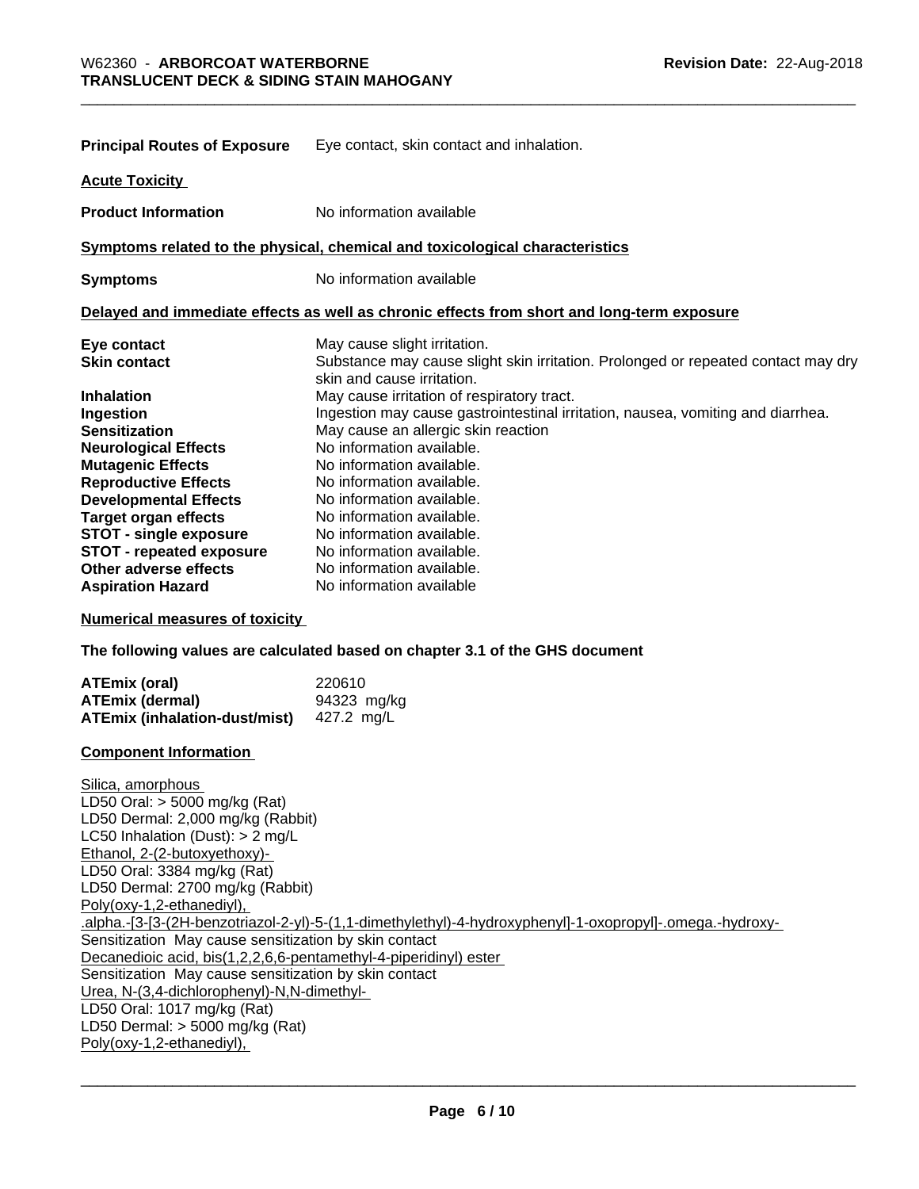**Principal Routes of Exposure** Eye contact, skin contact and inhalation.

**Acute Toxicity**

**Product Information** No information available

**Symptoms related to the physical, chemical and toxicological characteristics**

**Symptoms** No information available

**Delayed and immediate effects as well as chronic effects from short and long-term exposure**

| | |
|---|---|
| **Eye contact** | May cause slight irritation. |
| **Skin contact** | Substance may cause slight skin irritation. Prolonged or repeated contact may dry skin and cause irritation. |
| **Inhalation** | May cause irritation of respiratory tract. |
| **Ingestion** | Ingestion may cause gastrointestinal irritation, nausea, vomiting and diarrhea. |
| **Sensitization** | May cause an allergic skin reaction |
| **Neurological Effects** | No information available. |
| **Mutagenic Effects** | No information available. |
| **Reproductive Effects** | No information available. |
| **Developmental Effects** | No information available. |
| **Target organ effects** | No information available. |
| **STOT - single exposure** | No information available. |
| **STOT - repeated exposure** | No information available. |
| **Other adverse effects** | No information available. |
| **Aspiration Hazard** | No information available |

**Numerical measures of toxicity**

**The following values are calculated based on chapter 3.1 of the GHS document**

| | |
|---|---|
| **ATEmix (oral)** | 220610 |
| **ATEmix (dermal)** | 94323 mg/kg |
| **ATEmix (inhalation-dust/mist)** | 427.2 mg/L |

**Component Information**

Silica, amorphous
LD50 Oral: > 5000 mg/kg (Rat)
LD50 Dermal: 2,000 mg/kg (Rabbit)
LC50 Inhalation (Dust): > 2 mg/L
Ethanol, 2-(2-butoxyethoxy)-
LD50 Oral: 3384 mg/kg (Rat)
LD50 Dermal: 2700 mg/kg (Rabbit)
Poly(oxy-1,2-ethanediyl), .alpha.-[3-[3-(2H-benzotriazol-2-yl)-5-(1,1-dimethylethyl)-4-hydroxyphenyl]-1-oxopropyl]-.omega.-hydroxy-
Sensitization May cause sensitization by skin contact
Decanedioic acid, bis(1,2,2,6,6-pentamethyl-4-piperidinyl) ester
Sensitization May cause sensitization by skin contact
Urea, N-(3,4-dichlorophenyl)-N,N-dimethyl-
LD50 Oral: 1017 mg/kg (Rat)
LD50 Dermal: > 5000 mg/kg (Rat)
Poly(oxy-1,2-ethanediyl),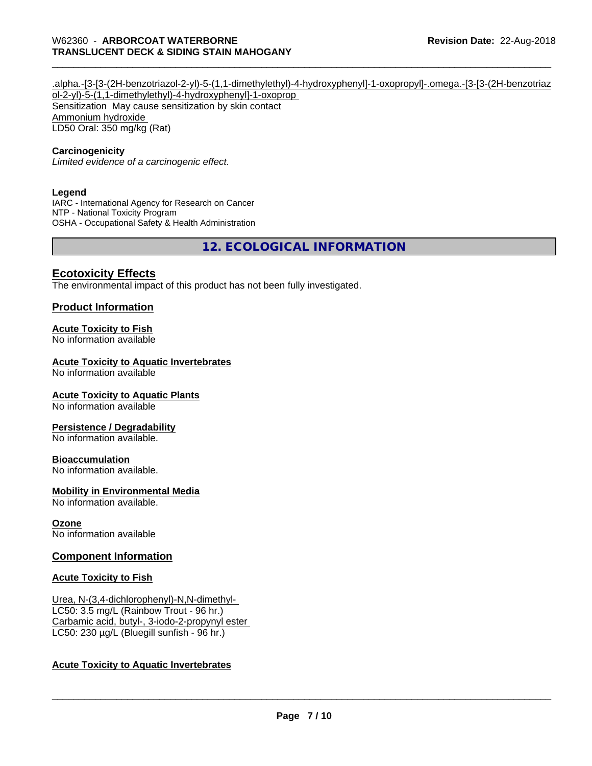.alpha.-[3-[3-(2H-benzotriazol-2-yl)-5-(1,1-dimethylethyl)-4-hydroxyphenyl]-1-oxopropyl]-.omega.-[3-[3-(2H-benzotriazol-2-yl)-5-(1,1-dimethylethyl)-4-hydroxyphenyl]-1-oxoprop
Sensitization  May cause sensitization by skin contact
Ammonium hydroxide
LD50 Oral: 350 mg/kg (Rat)

**Carcinogenicity**
*Limited evidence of a carcinogenic effect.*

**Legend**
IARC - International Agency for Research on Cancer
NTP - National Toxicity Program
OSHA - Occupational Safety & Health Administration

## 12. ECOLOGICAL INFORMATION

### Ecotoxicity Effects

The environmental impact of this product has not been fully investigated.

### Product Information

**Acute Toxicity to Fish**
No information available

**Acute Toxicity to Aquatic Invertebrates**
No information available

**Acute Toxicity to Aquatic Plants**
No information available

**Persistence / Degradability**
No information available.

**Bioaccumulation**
No information available.

**Mobility in Environmental Media**
No information available.

**Ozone**
No information available

### Component Information

**Acute Toxicity to Fish**

Urea, N-(3,4-dichlorophenyl)-N,N-dimethyl-
LC50: 3.5 mg/L (Rainbow Trout - 96 hr.)
Carbamic acid, butyl-, 3-iodo-2-propynyl ester
LC50: 230 µg/L (Bluegill sunfish - 96 hr.)

**Acute Toxicity to Aquatic Invertebrates**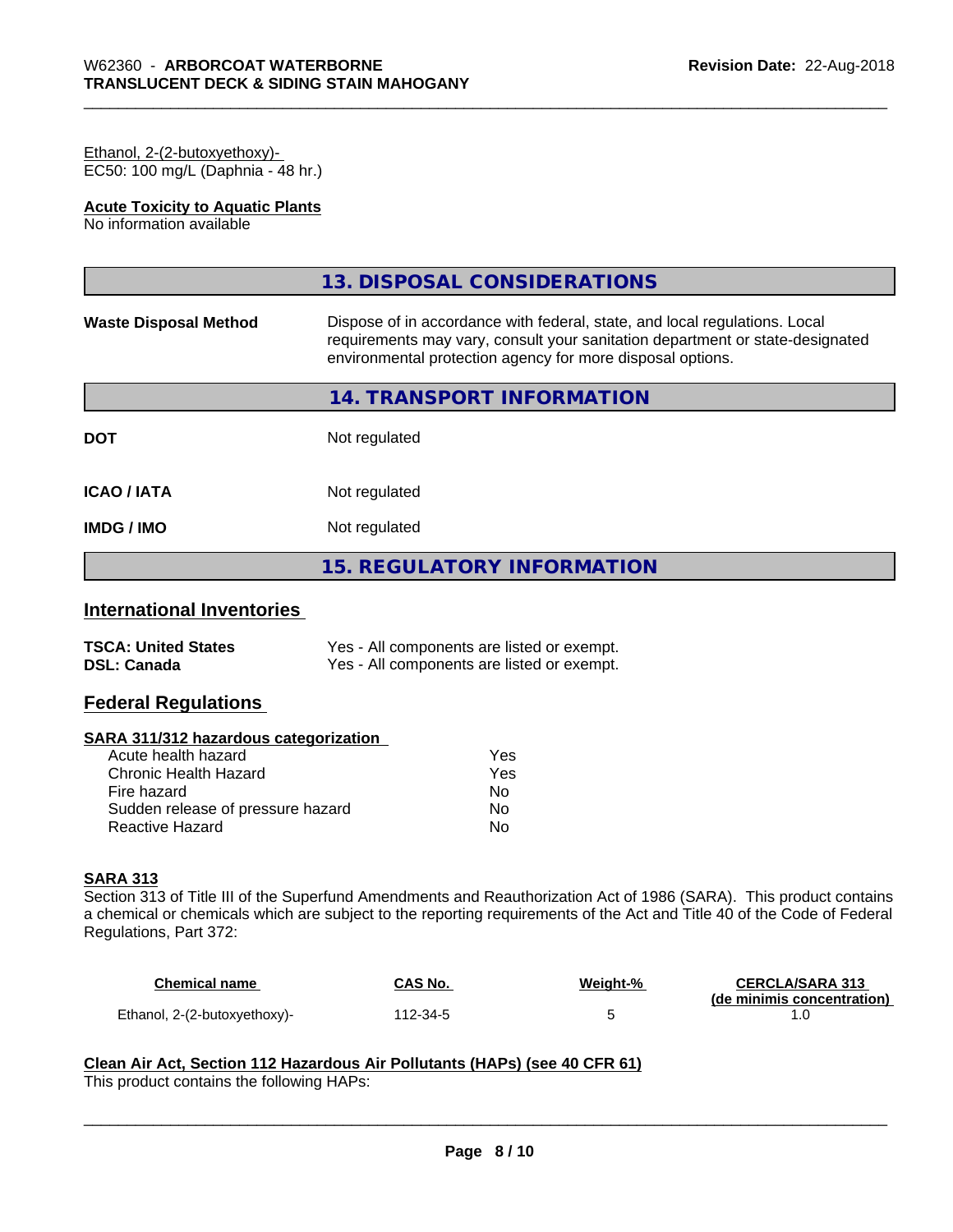Ethanol, 2-(2-butoxyethoxy)-
EC50: 100 mg/L (Daphnia - 48 hr.)

**Acute Toxicity to Aquatic Plants**
No information available

## 13. DISPOSAL CONSIDERATIONS

| | |
|---|---|
| **Waste Disposal Method** | Dispose of in accordance with federal, state, and local regulations. Local requirements may vary, consult your sanitation department or state-designated environmental protection agency for more disposal options. |

## 14. TRANSPORT INFORMATION

| | |
|---|---|
| **DOT** | Not regulated |
| **ICAO / IATA** | Not regulated |
| **IMDG / IMO** | Not regulated |

## 15. REGULATORY INFORMATION

### International Inventories

| | |
|---|---|
| **TSCA: United States** | Yes - All components are listed or exempt. |
| **DSL: Canada** | Yes - All components are listed or exempt. |

### Federal Regulations

**SARA 311/312 hazardous categorization**

| | |
|---|---|
| Acute health hazard | Yes |
| Chronic Health Hazard | Yes |
| Fire hazard | No |
| Sudden release of pressure hazard | No |
| Reactive Hazard | No |

**SARA 313**
Section 313 of Title III of the Superfund Amendments and Reauthorization Act of 1986 (SARA). This product contains a chemical or chemicals which are subject to the reporting requirements of the Act and Title 40 of the Code of Federal Regulations, Part 372:

| Chemical name | CAS No. | Weight-% | CERCLA/SARA 313 (de minimis concentration) |
|---|---|---|---|
| Ethanol, 2-(2-butoxyethoxy)- | 112-34-5 | 5 | 1.0 |

**Clean Air Act, Section 112 Hazardous Air Pollutants (HAPs) (see 40 CFR 61)**
This product contains the following HAPs: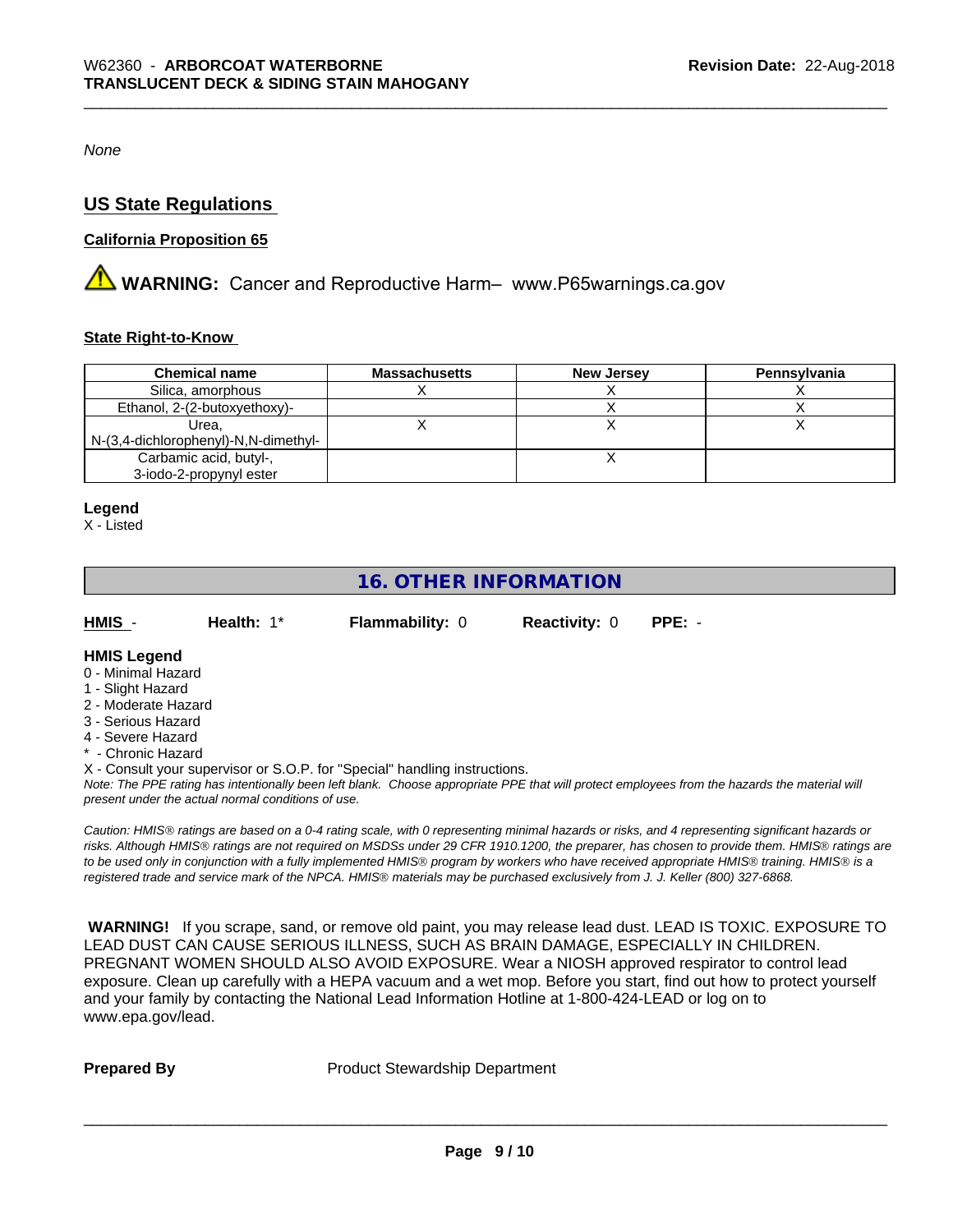*None*

## US State Regulations

### California Proposition 65

⚠ **WARNING:** Cancer and Reproductive Harm– www.P65warnings.ca.gov

### State Right-to-Know

| Chemical name | Massachusetts | New Jersey | Pennsylvania |
|---|---|---|---|
| Silica, amorphous | X | X | X |
| Ethanol, 2-(2-butoxyethoxy)- | | X | X |
| Urea, N-(3,4-dichlorophenyl)-N,N-dimethyl- | X | X | X |
| Carbamic acid, butyl-, 3-iodo-2-propynyl ester | | X | |

**Legend**
X - Listed

## 16. OTHER INFORMATION

| **HMIS** - | **Health:** 1* | **Flammability:** 0 | **Reactivity:** 0 | **PPE:** - |
|---|---|---|---|---|

**HMIS Legend**
0 - Minimal Hazard
1 - Slight Hazard
2 - Moderate Hazard
3 - Serious Hazard
4 - Severe Hazard
* - Chronic Hazard
X - Consult your supervisor or S.O.P. for "Special" handling instructions.

*Note: The PPE rating has intentionally been left blank. Choose appropriate PPE that will protect employees from the hazards the material will present under the actual normal conditions of use.*

*Caution: HMIS® ratings are based on a 0-4 rating scale, with 0 representing minimal hazards or risks, and 4 representing significant hazards or risks. Although HMIS® ratings are not required on MSDSs under 29 CFR 1910.1200, the preparer, has chosen to provide them. HMIS® ratings are to be used only in conjunction with a fully implemented HMIS® program by workers who have received appropriate HMIS® training. HMIS® is a registered trade and service mark of the NPCA. HMIS® materials may be purchased exclusively from J. J. Keller (800) 327-6868.*

**WARNING!** If you scrape, sand, or remove old paint, you may release lead dust. LEAD IS TOXIC. EXPOSURE TO LEAD DUST CAN CAUSE SERIOUS ILLNESS, SUCH AS BRAIN DAMAGE, ESPECIALLY IN CHILDREN. PREGNANT WOMEN SHOULD ALSO AVOID EXPOSURE. Wear a NIOSH approved respirator to control lead exposure. Clean up carefully with a HEPA vacuum and a wet mop. Before you start, find out how to protect yourself and your family by contacting the National Lead Information Hotline at 1-800-424-LEAD or log on to www.epa.gov/lead.

**Prepared By** Product Stewardship Department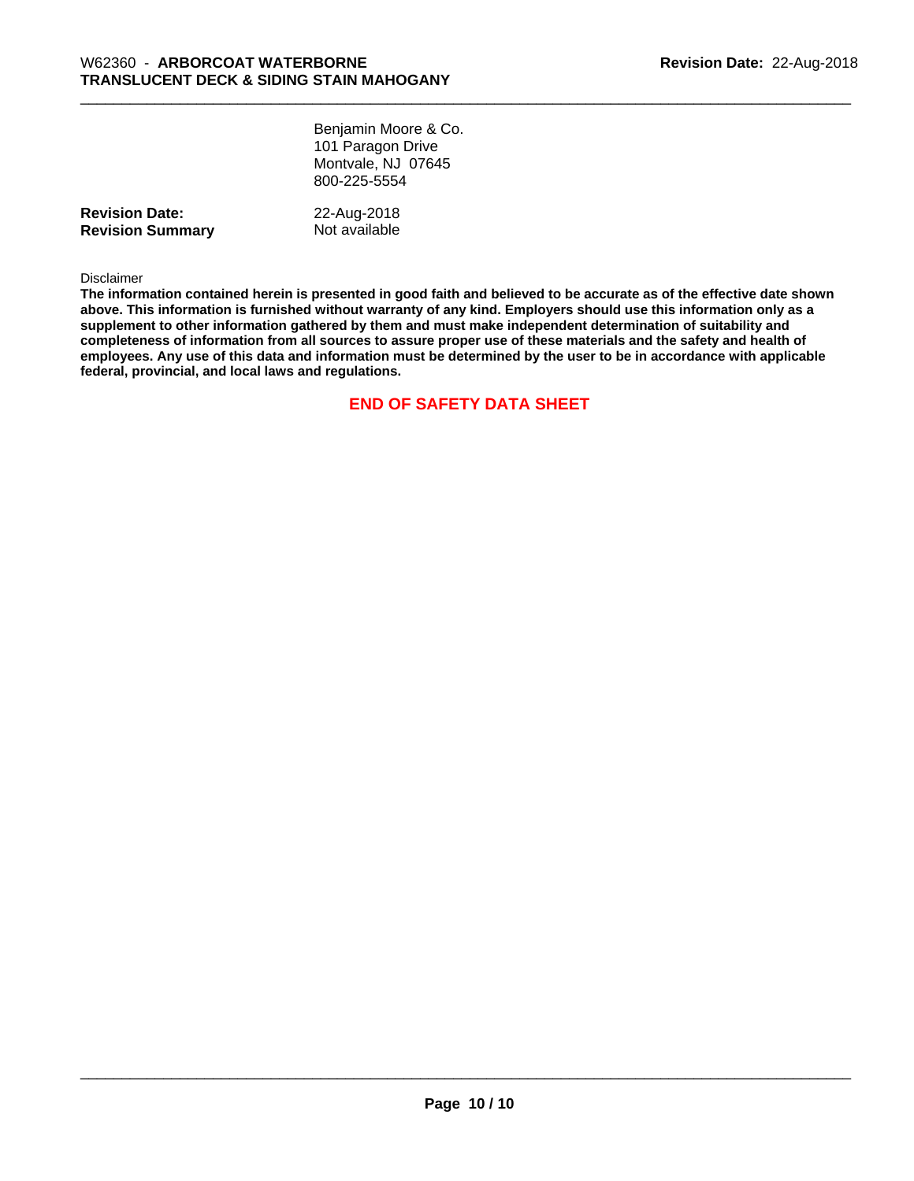Benjamin Moore & Co.
101 Paragon Drive
Montvale, NJ 07645
800-225-5554

| | |
|---|---|
| **Revision Date:** | 22-Aug-2018 |
| **Revision Summary** | Not available |

Disclaimer

**The information contained herein is presented in good faith and believed to be accurate as of the effective date shown above. This information is furnished without warranty of any kind. Employers should use this information only as a supplement to other information gathered by them and must make independent determination of suitability and completeness of information from all sources to assure proper use of these materials and the safety and health of employees. Any use of this data and information must be determined by the user to be in accordance with applicable federal, provincial, and local laws and regulations.**

**END OF SAFETY DATA SHEET**